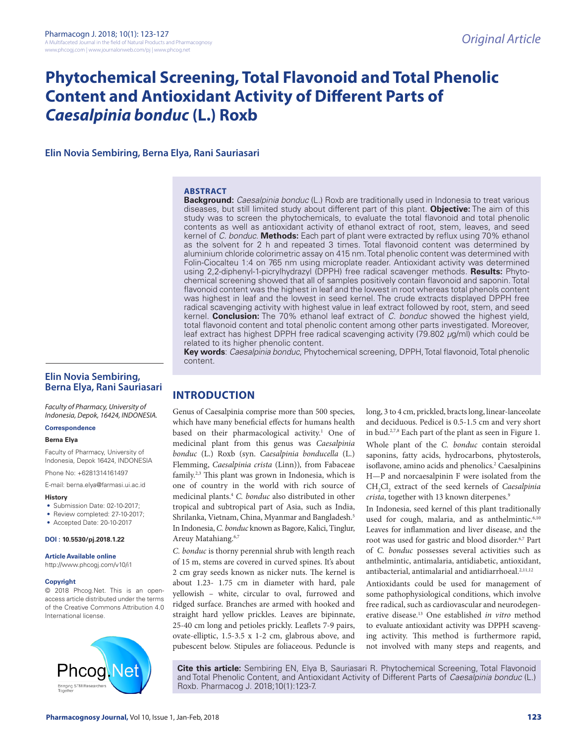*Original Article*

# Phytochemical Screening, Total Flavonoid and Total Phenolic Content and Antioxidant Activity of Different Parts of *Caesalpinia bonduc* (L.) Roxb

**Elin Novia Sembiring, Berna Elya, Rani Sauriasari**

## ABSTRACT

**Background:** *Caesalpinia bonduc* (L.) Roxb are traditionally used in Indonesia to treat various diseases, but still limited study about different part of this plant. **Objective:** The aim of this study was to screen the phytochemicals, to evaluate the total flavonoid and total phenolic contents as well as antioxidant activity of ethanol extract of root, stem, leaves, and seed kernel of *C. bonduc*. **Methods:** Each part of plant were extracted by reflux using 70% ethanol as the solvent for 2 h and repeated 3 times. Total flavonoid content was determined by aluminium chloride colorimetric assay on 415 nm. Total phenolic content was determined with Folin-Ciocalteu 1:4 on 765 nm using microplate reader. Antioxidant activity was determined using 2,2-diphenyl-1-picrylhydrazyl (DPPH) free radical scavenger methods. **Results:** Phytochemical screening showed that all of samples positively contain flavonoid and saponin. Total flavonoid content was the highest in leaf and the lowest in root whereas total phenols content was highest in leaf and the lowest in seed kernel. The crude extracts displayed DPPH free radical scavenging activity with highest value in leaf extract followed by root, stem, and seed kernel. **Conclusion:** The 70% ethanol leaf extract of *C. bonduc* showed the highest yield, total flavonoid content and total phenolic content among other parts investigated. Moreover, leaf extract has highest DPPH free radical scavenging activity (79.802 µg/ml) which could be related to its higher phenolic content.

**Key words**: *Caesalpinia bonduc*, Phytochemical screening, DPPH, Total flavonoid, Total phenolic content.

**Elin Novia Sembiring, Berna Elya, Rani Sauriasari**

*Faculty of Pharmacy, University of Indonesia, Depok, 16424, INDONESIA.*

**Correspondence**

**Berna Elya**

Faculty of Pharmacy, University of Indonesia, Depok 16424, INDONESIA

Phone No: +6281314161497

E-mail: berna.elya@farmasi.ui.ac.id

**History**

- Submission Date: 02-10-2017;
- Review completed: 27-10-2017;
- Accepted Date: 20-10-2017

**DOI : 10.5530/pj.2018.1.22**

**Article Available online**

http://www.phcogj.com/v10/i1

**Copyright**

© 2018 Phcog.Net. This is an open-access article distributed under the terms of the Creative Commons Attribution 4.0 International license.

## INTRODUCTION

Genus of Caesalpinia comprise more than 500 species, which have many beneficial effects for humans health based on their pharmacological activity.[1] One of medicinal plant from this genus was *Caesalpinia bonduc* (L.) Roxb (syn. *Caesalpinia bonducella* (L.) Flemming, *Caesalpinia crista* (Linn)), from Fabaceae family.[2,3] This plant was grown in Indonesia, which is one of country in the world with rich source of medicinal plants.[4] *C. bonduc* also distributed in other tropical and subtropical part of Asia, such as India, Shrilanka, Vietnam, China, Myanmar and Bangladesh.[5] In Indonesia, *C. bonduc* known as Bagore, Kalici, Tinglur, Areuy Matahiang.[6,7]

*C. bonduc* is thorny perennial shrub with length reach of 15 m, stems are covered in curved spines. It's about 2 cm gray seeds known as nicker nuts. The kernel is about 1.23- 1.75 cm in diameter with hard, pale yellowish – white, circular to oval, furrowed and ridged surface. Branches are armed with hooked and straight hard yellow prickles. Leaves are bipinnate, 25-40 cm long and petioles prickly. Leaflets 7-9 pairs, ovate-elliptic, 1.5-3.5 x 1-2 cm, glabrous above, and pubescent below. Stipules are foliaceous. Peduncle is long, 3 to 4 cm, prickled, bracts long, linear-lanceolate and deciduous. Pedicel is 0.5-1.5 cm and very short in bud.[2,7,8] Each part of the plant as seen in Figure 1.

Whole plant of the *C. bonduc* contain steroidal saponins, fatty acids, hydrocarbons, phytosterols, isoflavone, amino acids and phenolics.[2] Caesalpinins H—P and norcaesalpinin F were isolated from the $CH_2Cl_2$ extract of the seed kernels of *Caesalpinia crista*, together with 13 known diterpenes.[9]

In Indonesia, seed kernel of this plant traditionally used for cough, malaria, and as anthelmintic.[6,10] Leaves for inflammation and liver disease, and the root was used for gastric and blood disorder.[6,7] Part of *C. bonduc* possesses several activities such as anthelmintic, antimalaria, antidiabetic, antioxidant, antibacterial, antimalarial and antidiarrhoeal.[2,11,12]

Antioxidants could be used for management of some pathophysiological conditions, which involve free radical, such as cardiovascular and neurodegenerative disease.[13] One established *in vitro* method to evaluate antioxidant activity was DPPH scavenging activity. This method is furthermore rapid, not involved with many steps and reagents, and

**Cite this article:** Sembiring EN, Elya B, Sauriasari R. Phytochemical Screening, Total Flavonoid and Total Phenolic Content, and Antioxidant Activity of Different Parts of *Caesalpinia bonduc* (L.) Roxb. Pharmacog J. 2018;10(1):123-7.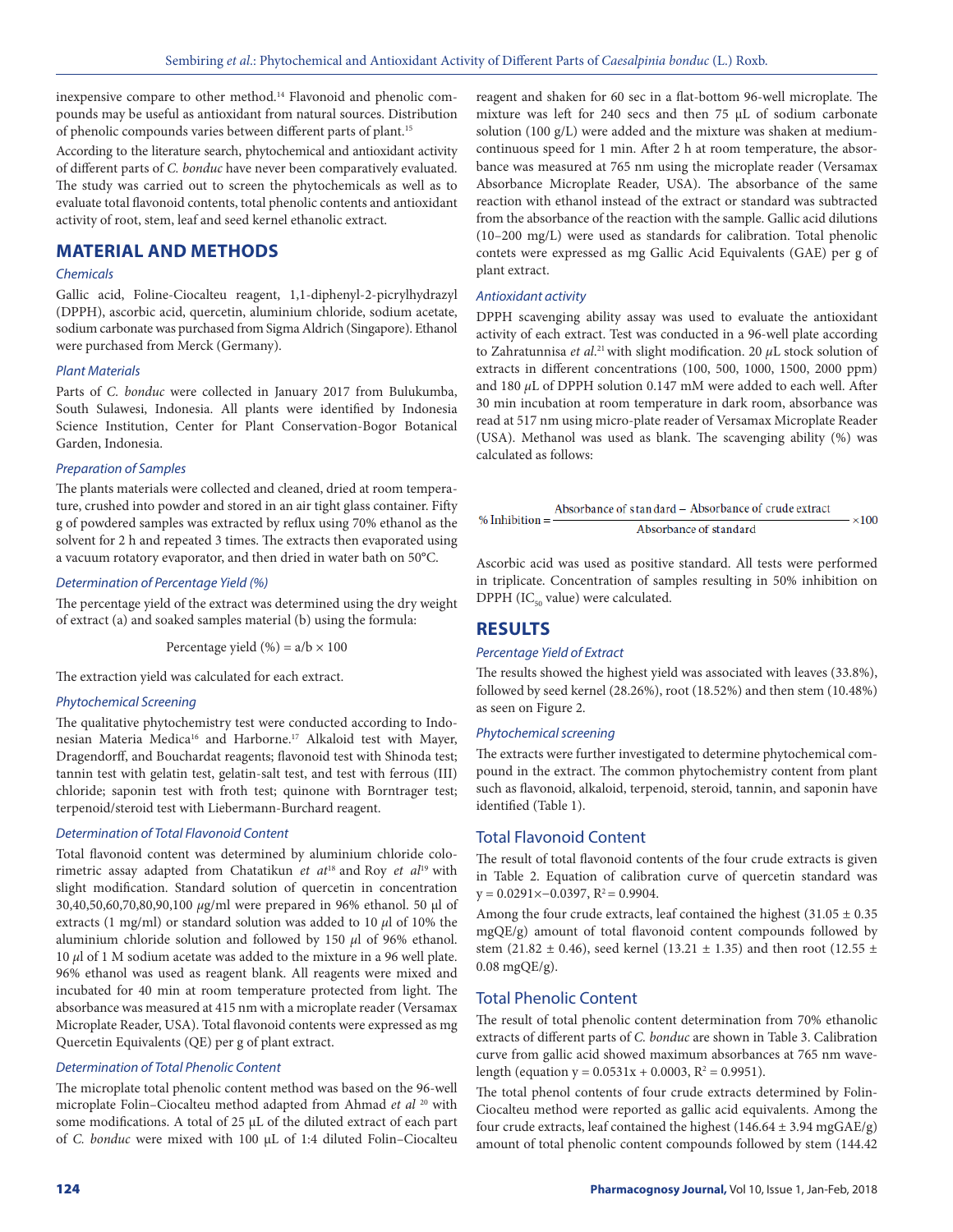inexpensive compare to other method.[14] Flavonoid and phenolic compounds may be useful as antioxidant from natural sources. Distribution of phenolic compounds varies between different parts of plant.[15]

According to the literature search, phytochemical and antioxidant activity of different parts of *C. bonduc* have never been comparatively evaluated. The study was carried out to screen the phytochemicals as well as to evaluate total flavonoid contents, total phenolic contents and antioxidant activity of root, stem, leaf and seed kernel ethanolic extract.

## MATERIAL AND METHODS

### *Chemicals*

Gallic acid, Foline-Ciocalteu reagent, 1,1-diphenyl-2-picrylhydrazyl (DPPH), ascorbic acid, quercetin, aluminium chloride, sodium acetate, sodium carbonate was purchased from Sigma Aldrich (Singapore). Ethanol were purchased from Merck (Germany).

### *Plant Materials*

Parts of *C. bonduc* were collected in January 2017 from Bulukumba, South Sulawesi, Indonesia. All plants were identified by Indonesia Science Institution, Center for Plant Conservation-Bogor Botanical Garden, Indonesia.

### *Preparation of Samples*

The plants materials were collected and cleaned, dried at room temperature, crushed into powder and stored in an air tight glass container. Fifty g of powdered samples was extracted by reflux using 70% ethanol as the solvent for 2 h and repeated 3 times. The extracts then evaporated using a vacuum rotatory evaporator, and then dried in water bath on 50°C.

### *Determination of Percentage Yield (%)*

The percentage yield of the extract was determined using the dry weight of extract (a) and soaked samples material (b) using the formula:

$$\text{Percentage yield (\%)} = a/b \times 100$$

The extraction yield was calculated for each extract.

### *Phytochemical Screening*

The qualitative phytochemistry test were conducted according to Indonesian Materia Medica[16] and Harborne.[17] Alkaloid test with Mayer, Dragendorff, and Bouchardat reagents; flavonoid test with Shinoda test; tannin test with gelatin test, gelatin-salt test, and test with ferrous (III) chloride; saponin test with froth test; quinone with Borntrager test; terpenoid/steroid test with Liebermann-Burchard reagent.

### *Determination of Total Flavonoid Content*

Total flavonoid content was determined by aluminium chloride colorimetric assay adapted from Chatatikun *et at*[18] and Roy *et al*[19] with slight modification. Standard solution of quercetin in concentration 30,40,50,60,70,80,90,100 $\mu$g/ml were prepared in 96% ethanol. 50 µl of extracts (1 mg/ml) or standard solution was added to 10 $\mu$l of 10% the aluminium chloride solution and followed by 150 $\mu$l of 96% ethanol. 10 $\mu$l of 1 M sodium acetate was added to the mixture in a 96 well plate. 96% ethanol was used as reagent blank. All reagents were mixed and incubated for 40 min at room temperature protected from light. The absorbance was measured at 415 nm with a microplate reader (Versamax Microplate Reader, USA). Total flavonoid contents were expressed as mg Quercetin Equivalents (QE) per g of plant extract.

### *Determination of Total Phenolic Content*

The microplate total phenolic content method was based on the 96-well microplate Folin–Ciocalteu method adapted from Ahmad *et al*[20] with some modifications. A total of 25 µL of the diluted extract of each part of *C. bonduc* were mixed with 100 µL of 1:4 diluted Folin–Ciocalteu reagent and shaken for 60 sec in a flat-bottom 96-well microplate. The mixture was left for 240 secs and then 75 µL of sodium carbonate solution (100 g/L) were added and the mixture was shaken at medium-continuous speed for 1 min. After 2 h at room temperature, the absorbance was measured at 765 nm using the microplate reader (Versamax Absorbance Microplate Reader, USA). The absorbance of the same reaction with ethanol instead of the extract or standard was subtracted from the absorbance of the reaction with the sample. Gallic acid dilutions (10–200 mg/L) were used as standards for calibration. Total phenolic contets were expressed as mg Gallic Acid Equivalents (GAE) per g of plant extract.

### *Antioxidant activity*

DPPH scavenging ability assay was used to evaluate the antioxidant activity of each extract. Test was conducted in a 96-well plate according to Zahratunnisa *et al.*[21] with slight modification. 20 $\mu$L stock solution of extracts in different concentrations (100, 500, 1000, 1500, 2000 ppm) and 180 $\mu$L of DPPH solution 0.147 mM were added to each well. After 30 min incubation at room temperature in dark room, absorbance was read at 517 nm using micro-plate reader of Versamax Microplate Reader (USA). Methanol was used as blank. The scavenging ability (%) was calculated as follows:

$$\%\ \text{Inhibition} = \frac{\text{Absorbance of standard} - \text{Absorbance of crude extract}}{\text{Absorbance of standard}} \times 100$$

Ascorbic acid was used as positive standard. All tests were performed in triplicate. Concentration of samples resulting in 50% inhibition on DPPH ($IC_{50}$ value) were calculated.

## RESULTS

### *Percentage Yield of Extract*

The results showed the highest yield was associated with leaves (33.8%), followed by seed kernel (28.26%), root (18.52%) and then stem (10.48%) as seen on Figure 2.

### *Phytochemical screening*

The extracts were further investigated to determine phytochemical compound in the extract. The common phytochemistry content from plant such as flavonoid, alkaloid, terpenoid, steroid, tannin, and saponin have identified (Table 1).

### Total Flavonoid Content

The result of total flavonoid contents of the four crude extracts is given in Table 2. Equation of calibration curve of quercetin standard was $y = 0.0291x - 0.0397$, $R^2 = 0.9904$.

Among the four crude extracts, leaf contained the highest (31.05 ± 0.35 mgQE/g) amount of total flavonoid content compounds followed by stem (21.82 ± 0.46), seed kernel (13.21 ± 1.35) and then root (12.55 ± 0.08 mgQE/g).

### Total Phenolic Content

The result of total phenolic content determination from 70% ethanolic extracts of different parts of *C. bonduc* are shown in Table 3. Calibration curve from gallic acid showed maximum absorbances at 765 nm wavelength (equation $y = 0.0531x + 0.0003$, $R^2 = 0.9951$).

The total phenol contents of four crude extracts determined by Folin-Ciocalteu method were reported as gallic acid equivalents. Among the four crude extracts, leaf contained the highest (146.64 ± 3.94 mgGAE/g) amount of total phenolic content compounds followed by stem (144.42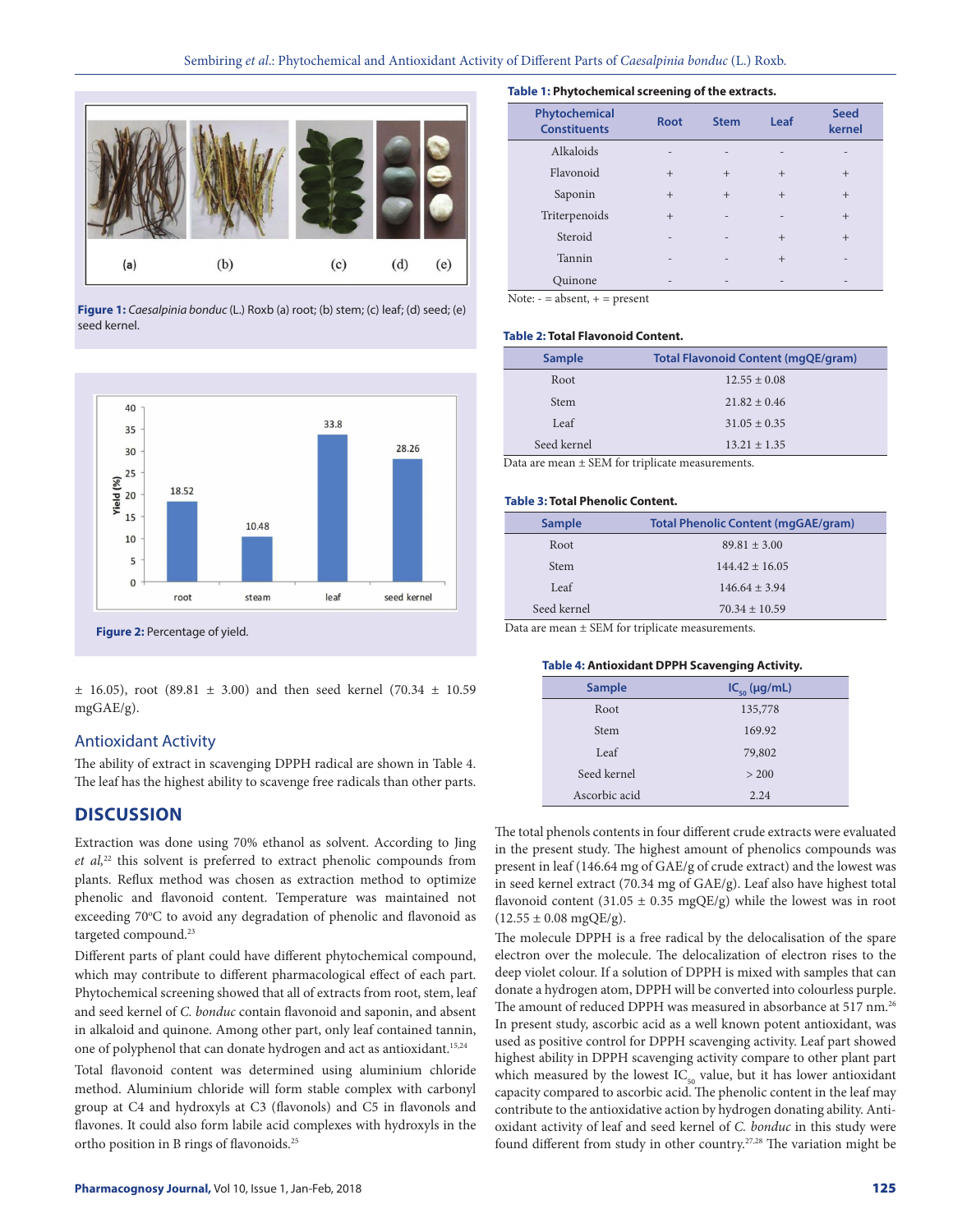Figure 1: *Caesalpinia bonduc* (L.) Roxb (a) root; (b) stem; (c) leaf; (d) seed; (e) seed kernel.

Figure 2: Percentage of yield.

± 16.05), root (89.81 ± 3.00) and then seed kernel (70.34 ± 10.59 mgGAE/g).

## Antioxidant Activity

The ability of extract in scavenging DPPH radical are shown in Table 4. The leaf has the highest ability to scavenge free radicals than other parts.

**Table 1: Phytochemical screening of the extracts.**

| Phytochemical Constituents | Root | Stem | Leaf | Seed kernel |
|---|---|---|---|---|
| Alkaloids | - | - | - | - |
| Flavonoid | + | + | + | + |
| Saponin | + | + | + | + |
| Triterpenoids | + | - | - | + |
| Steroid | - | - | + | + |
| Tannin | - | - | + | - |
| Quinone | - | - | - | - |

Note: - = absent, + = present

**Table 2: Total Flavonoid Content.**

| Sample | Total Flavonoid Content (mgQE/gram) |
|---|---|
| Root | 12.55 ± 0.08 |
| Stem | 21.82 ± 0.46 |
| Leaf | 31.05 ± 0.35 |
| Seed kernel | 13.21 ± 1.35 |

Data are mean ± SEM for triplicate measurements.

**Table 3: Total Phenolic Content.**

| Sample | Total Phenolic Content (mgGAE/gram) |
|---|---|
| Root | 89.81 ± 3.00 |
| Stem | 144.42 ± 16.05 |
| Leaf | 146.64 ± 3.94 |
| Seed kernel | 70.34 ± 10.59 |

Data are mean ± SEM for triplicate measurements.

**Table 4: Antioxidant DPPH Scavenging Activity.**

| Sample | $IC_{50}$ (μg/mL) |
|---|---|
| Root | 135,778 |
| Stem | 169.92 |
| Leaf | 79,802 |
| Seed kernel | > 200 |
| Ascorbic acid | 2.24 |

## DISCUSSION

Extraction was done using 70% ethanol as solvent. According to Jing *et al,*[22] this solvent is preferred to extract phenolic compounds from plants. Reflux method was chosen as extraction method to optimize phenolic and flavonoid content. Temperature was maintained not exceeding 70°C to avoid any degradation of phenolic and flavonoid as targeted compound.[23]

Different parts of plant could have different phytochemical compound, which may contribute to different pharmacological effect of each part. Phytochemical screening showed that all of extracts from root, stem, leaf and seed kernel of *C. bonduc* contain flavonoid and saponin, and absent in alkaloid and quinone. Among other part, only leaf contained tannin, one of polyphenol that can donate hydrogen and act as antioxidant.[15,24]

Total flavonoid content was determined using aluminium chloride method. Aluminium chloride will form stable complex with carbonyl group at C4 and hydroxyls at C3 (flavonols) and C5 in flavonols and flavones. It could also form labile acid complexes with hydroxyls in the ortho position in B rings of flavonoids.[25]

The total phenols contents in four different crude extracts were evaluated in the present study. The highest amount of phenolics compounds was present in leaf (146.64 mg of GAE/g of crude extract) and the lowest was in seed kernel extract (70.34 mg of GAE/g). Leaf also have highest total flavonoid content (31.05 ± 0.35 mgQE/g) while the lowest was in root (12.55 ± 0.08 mgQE/g).

The molecule DPPH is a free radical by the delocalisation of the spare electron over the molecule. The delocalization of electron rises to the deep violet colour. If a solution of DPPH is mixed with samples that can donate a hydrogen atom, DPPH will be converted into colourless purple. The amount of reduced DPPH was measured in absorbance at 517 nm.[26] In present study, ascorbic acid as a well known potent antioxidant, was used as positive control for DPPH scavenging activity. Leaf part showed highest ability in DPPH scavenging activity compare to other plant part which measured by the lowest $IC_{50}$ value, but it has lower antioxidant capacity compared to ascorbic acid. The phenolic content in the leaf may contribute to the antioxidative action by hydrogen donating ability. Antioxidant activity of leaf and seed kernel of *C. bonduc* in this study were found different from study in other country.[27,28] The variation might be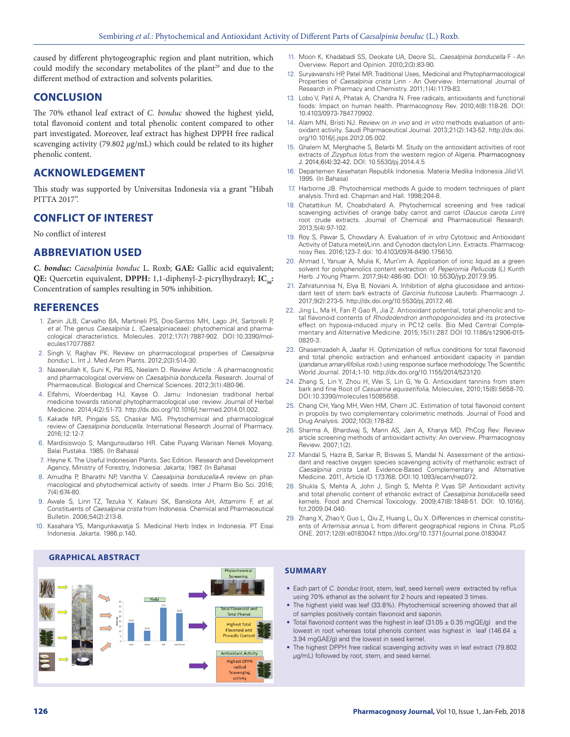caused by different phytogeographic region and plant nutrition, which could modify the secondary metabolites of the plant[29] and due to the different method of extraction and solvents polarities.

## CONCLUSION

The 70% ethanol leaf extract of *C. bonduc* showed the highest yield, total flavonoid content and total phenolic content compared to other part investigated. Moreover, leaf extract has highest DPPH free radical scavenging activity (79.802 $\mu$g/mL) which could be related to its higher phenolic content.

## ACKNOWLEDGEMENT

This study was supported by Universitas Indonesia via a grant "Hibah PITTA 2017".

## CONFLICT OF INTEREST

No conflict of interest

## ABBREVIATION USED

***C. bonduc*:** *Caesalpinia bonduc* L. Roxb; **GAE:** Gallic acid equivalent; **QE:** Quercetin equivalent, **DPPH:** 1,1-diphenyl-2-picrylhydrazyl; **$IC_{50}$:** Concentration of samples resulting in 50% inhibition.

## REFERENCES

1. Zanin JLB, Carvalho BA, Martineli PS, Dos-Santos MH, Lago JH, Sartorelli P, *et al*. The genus *Caesalpinia L.* (Caesalpiniaceae): phytochemical and pharmacological characteristics. Molecules. 2012;17(7):7887-902. DOI:10.3390/molecules17077887.
2. Singh V, Raghav PK. Review on pharmacological properties of *Caesalpinia bonduc* L. Int J. Med Arom Plants. 2012;2(3):514-30.
3. Nazeerullah K, Suni K, Pal RS, Neelam D. Review Article : A pharmacognostic and pharmacological overview on *Caesalpinia bonducella*. Research. Journal of Pharmaceutical. Biological and Chemical Sciences. 2012;3(1):480-96.
4. Elfahmi, Woerdenbag HJ, Kayse O. Jamu: Indonesian traditional herbal medicine towards rational phytopharmacological use: review. Journal of Herbal Medicine. 2014;4(2):51-73. http://dx.doi.org/10.1016/j.hermed.2014.01.002.
5. Kakade NR, Pingale SS, Chaskar MG. Phytochemical and pharmacological review of *Caesalpinia bonducella*. International Research Journal of Pharmacy. 2016;12:12-7.
6. Mardisiswojo S, Mangunsudarso HR. Cabe Puyang Warisan Nenek Moyang. Balai Pustaka. 1985. (In Bahasa)
7. Heyne K. The Useful Indonesian Plants. Sec Edition. Research and Development Agency, Ministry of Forestry, Indonesia: Jakarta; 1987. (In Bahasa)
8. Amudha P, Bharathi NP, Vanitha V. *Caesalpinia bonducella*-A review on pharmacological and phytochemical activity of seeds. Inter J Pharm Bio Sci. 2016; 7(4):674-80.
9. Awale S, Linn TZ, Tezuka Y, Kalauni SK, Banskota AH, Attamimi F, *et al*. Constituents of *Caesalpinia crista* from Indonesia. Chemical and Pharmaceutical Bulletin. 2006;54(2):213-8.
10. Kasahara YS, Mangunkawatja S. Medicinal Herb Index in Indonesia. PT Eisai Indonesia. Jakarta. 1986.p.140.
11. Moon K, Khadabadi SS, Deokate UA, Deore SL. *Caesalpinia bonducella* F - An Overview. Report and Opinion. 2010;2(3):83-90.
12. Suryawanshi HP, Patel MR. Traditional Uses, Medicinal and Phytopharmacological Properties of *Caesalpinia crista* Linn - An Overview. International Journal of Research in Pharmacy and Chemistry. 2011;1(4):1179-83.
13. Lobo V, Patil A, Phatak A, Chandra N. Free radicals, antioxidants and functional foods: Impact on human health. Pharmacognosy Rev. 2010;4(8):118-26. DOI: 10.4103/0973-7847.70902.
14. Alam MN, Bristi NJ. Review on *in vivo* and *in vitro* methods evaluation of antioxidant activity. Saudi Pharmaceutical Journal. 2013;21(2):143-52. http://dx.doi.org/10.1016/j.jsps.2012.05.002.
15. Ghalem M, Merghache S, Belarbi M. Study on the antioxidant activities of root extracts of *Zizyphus lotus* from the western region of Algeria. Pharmacognosy J. 2014;6(4):32-42. DOI: 10.5530/pj.2014.4.5
16. Departemen Kesehatan Republik Indonesia. Materia Medika Indonesia Jilid VI. 1995. (In Bahasa)
17. Harborne JB. Phytochemical methods A guide to modern techniques of plant analysis. Third ed. Chapman and Hall. 1998;204-8.
18. Chatattikun M, Choabchalard A. Phytochemical screening and free radical scavenging activities of orange baby carrot and carrot (*Daucus carota Linn*) root crude extracts. Journal of Chemical and Pharmaceutical Research. 2013;5(4):97-102.
19. Roy S, Pawar S, Chowdary A. Evaluation of *in vitro* Cytotoxic and Antioxidant Activity of Datura metel/Linn. and Cynodon dactylon Linn. Extracts. Pharmacognosy Res. 2016;123-7. doi: 10.4103/0974-8490.175610.
20. Ahmad I, Yanuar A, Mulia K, Mun'im A. Application of ionic liquid as a green solvent for polyphenolics content extraction of *Peperomia Pellucida* (L) Kunth Herb. J Young Pharm. 2017;9(4):486-90. DOI: 10.5530/jyp.2017.9.95.
21. Zahratunnisa N, Elya B, Noviani A. Inhibition of alpha glucosidase and antioxidant test of stem bark extracts of *Garcinia fruticosa* Lauterb. Pharmacogn J. 2017;9(2):273-5. http://dx.doi.org/10.5530/pj.2017.2.46.
22. Jing L, Ma H, Fan P, Gao R, Jia Z. Antioxidant potential, total phenolic and total flavonoid contents of *Rhododendron anthopogonoides* and its protective effect on hypoxia-induced injury in PC12 cells. Bio Med Central Complementary and Alternative Medicine. 2015;15(1):287. DOI 10.1186/s12906-015-0820-3.
23. Ghasemzadeh A, Jaafar H. Optimization of reflux conditions for total flavonoid and total phenolic extraction and enhanced antioxidant capacity in pandan (*pandanus amaryllifolius roxb.*) using response surface methodology. The Scientific World Journal. 2014;1-10. http://dx.doi.org/10.1155/2014/523120.
24. Zhang S, Lin Y, Zhou H, Wei S, Lin G, Ye G. Antioxidant tannins from stem bark and fine Root of *Casuarina equisetifolia*, Molecules, 2010;15(8):5658-70. DOI:10.3390/molecules15085658.
25. Chang CH, Yang MH, Wen HM, Chern JC. Estimation of total flavonoid content in propolis by two complementary colorimetric methods. Journal of Food and Drug Analysis. 2002;10(3):178-82.
26. Sharma A, Bhardwaj S, Mann AS, Jain A, Kharya MD. PhCog Rev: Review article screening methods of antioxidant activity: An overview. Pharmacognosy Review. 2007;1(2).
27. Mandal S, Hazra B, Sarkar R, Biswas S, Mandal N. Assessment of the antioxidant and reactive oxygen species scavenging activity of methanolic extract of *Caesalpinia crista* Leaf. Evidence-Based Complementary and Alternative Medicine. 2011, Article ID 173768. DOI:10.1093/ecam/nep072.
28. Shukla S, Mehta A, John J, Singh S, Mehta P, Vyas SP. Antioxidant activity and total phenolic content of ethanolic extract of *Caesalpinia bonducella* seed kernels. Food and Chemical Toxicology. 2009;47(8):1848-51. DOI: 10.1016/j.fct.2009.04.040.
29. Zhang X, Zhao Y, Guo L, Qiu Z, Huang L, Qu X. Differences in chemical constituents of *Artemisia annua* L from different geographical regions in China. PLoS ONE. 2017;12(9):e0183047. https://doi.org/10.1371/journal.pone.0183047.

## GRAPHICAL ABSTRACT

## SUMMARY

- Each part of *C. bonduc* (root, stem, leaf, seed kernel) were extracted by reflux using 70% ethanol as the solvent for 2 hours and repeated 3 times.
- The highest yield was leaf (33.8%). Phytochemical screening showed that all of samples positively contain flavonoid and saponin.
- Total flavonoid content was the highest in leaf (31.05 ± 0.35 mgQE/g) and the lowest in root whereas total phenols content was highest in leaf (146.64 ± 3.94 mgGAE/g) and the lowest in seed kernel.
- The highest DPPH free radical scavenging activity was in leaf extract (79.802 μg/mL) followed by root, stem, and seed kernel.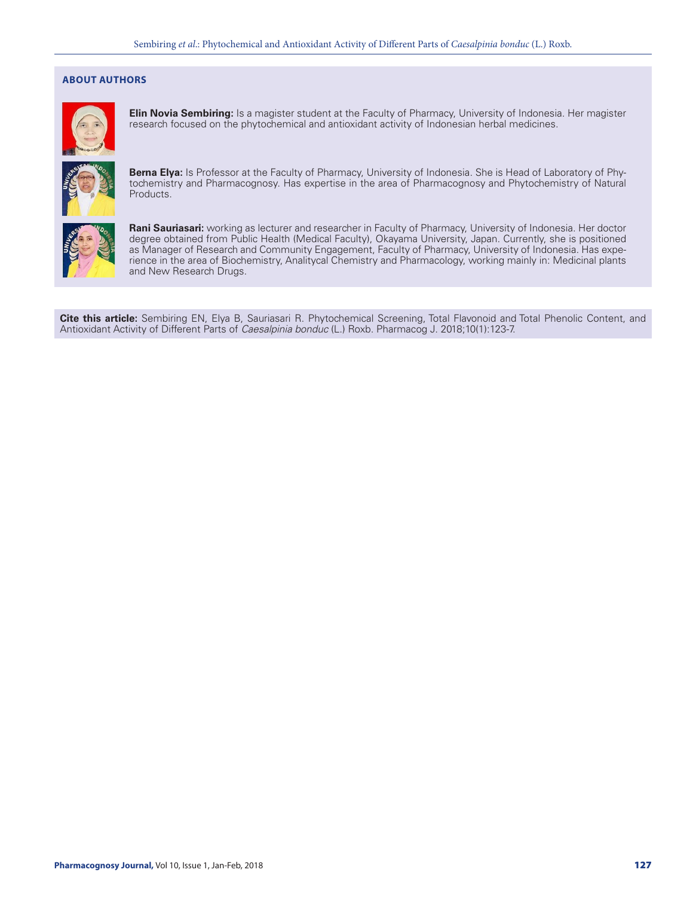## ABOUT AUTHORS

**Elin Novia Sembiring:** Is a magister student at the Faculty of Pharmacy, University of Indonesia. Her magister research focused on the phytochemical and antioxidant activity of Indonesian herbal medicines.

**Berna Elya:** Is Professor at the Faculty of Pharmacy, University of Indonesia. She is Head of Laboratory of Phytochemistry and Pharmacognosy. Has expertise in the area of Pharmacognosy and Phytochemistry of Natural Products.

**Rani Sauriasari:** working as lecturer and researcher in Faculty of Pharmacy, University of Indonesia. Her doctor degree obtained from Public Health (Medical Faculty), Okayama University, Japan. Currently, she is positioned as Manager of Research and Community Engagement, Faculty of Pharmacy, University of Indonesia. Has experience in the area of Biochemistry, Analitycal Chemistry and Pharmacology, working mainly in: Medicinal plants and New Research Drugs.

**Cite this article:** Sembiring EN, Elya B, Sauriasari R. Phytochemical Screening, Total Flavonoid and Total Phenolic Content, and Antioxidant Activity of Different Parts of *Caesalpinia bonduc* (L.) Roxb. Pharmacog J. 2018;10(1):123-7.